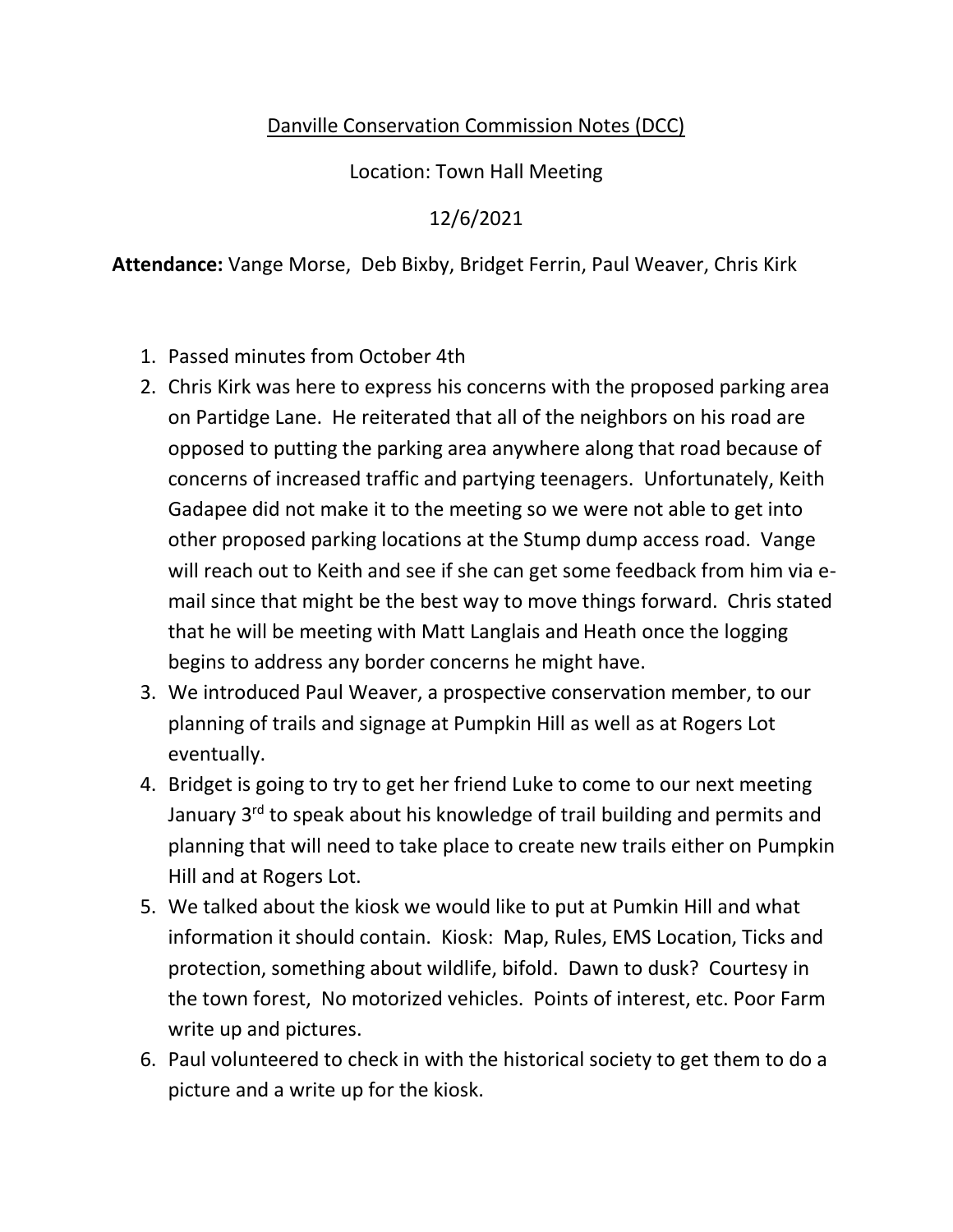Danville Conservation Commission Notes (DCC)

Location: Town Hall Meeting

12/6/2021

**Attendance:** Vange Morse, Deb Bixby, Bridget Ferrin, Paul Weaver, Chris Kirk

1. Passed minutes from October 4th
2. Chris Kirk was here to express his concerns with the proposed parking area on Partidge Lane. He reiterated that all of the neighbors on his road are opposed to putting the parking area anywhere along that road because of concerns of increased traffic and partying teenagers. Unfortunately, Keith Gadapee did not make it to the meeting so we were not able to get into other proposed parking locations at the Stump dump access road. Vange will reach out to Keith and see if she can get some feedback from him via e-mail since that might be the best way to move things forward. Chris stated that he will be meeting with Matt Langlais and Heath once the logging begins to address any border concerns he might have.
3. We introduced Paul Weaver, a prospective conservation member, to our planning of trails and signage at Pumpkin Hill as well as at Rogers Lot eventually.
4. Bridget is going to try to get her friend Luke to come to our next meeting January 3rd to speak about his knowledge of trail building and permits and planning that will need to take place to create new trails either on Pumpkin Hill and at Rogers Lot.
5. We talked about the kiosk we would like to put at Pumkin Hill and what information it should contain. Kiosk: Map, Rules, EMS Location, Ticks and protection, something about wildlife, bifold. Dawn to dusk? Courtesy in the town forest, No motorized vehicles. Points of interest, etc. Poor Farm write up and pictures.
6. Paul volunteered to check in with the historical society to get them to do a picture and a write up for the kiosk.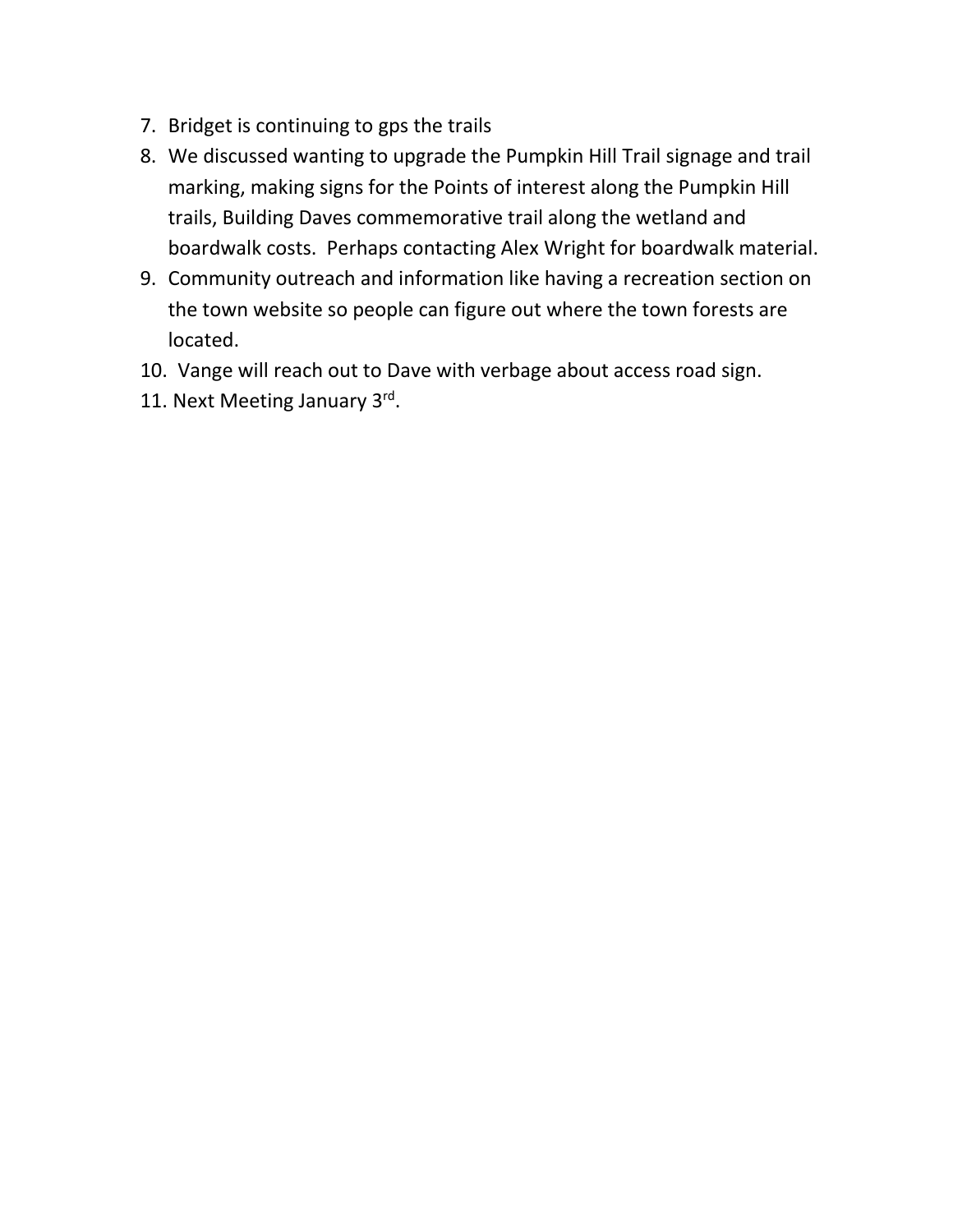7. Bridget is continuing to gps the trails
8. We discussed wanting to upgrade the Pumpkin Hill Trail signage and trail marking, making signs for the Points of interest along the Pumpkin Hill trails, Building Daves commemorative trail along the wetland and boardwalk costs. Perhaps contacting Alex Wright for boardwalk material.
9. Community outreach and information like having a recreation section on the town website so people can figure out where the town forests are located.
10. Vange will reach out to Dave with verbage about access road sign.
11. Next Meeting January 3rd.